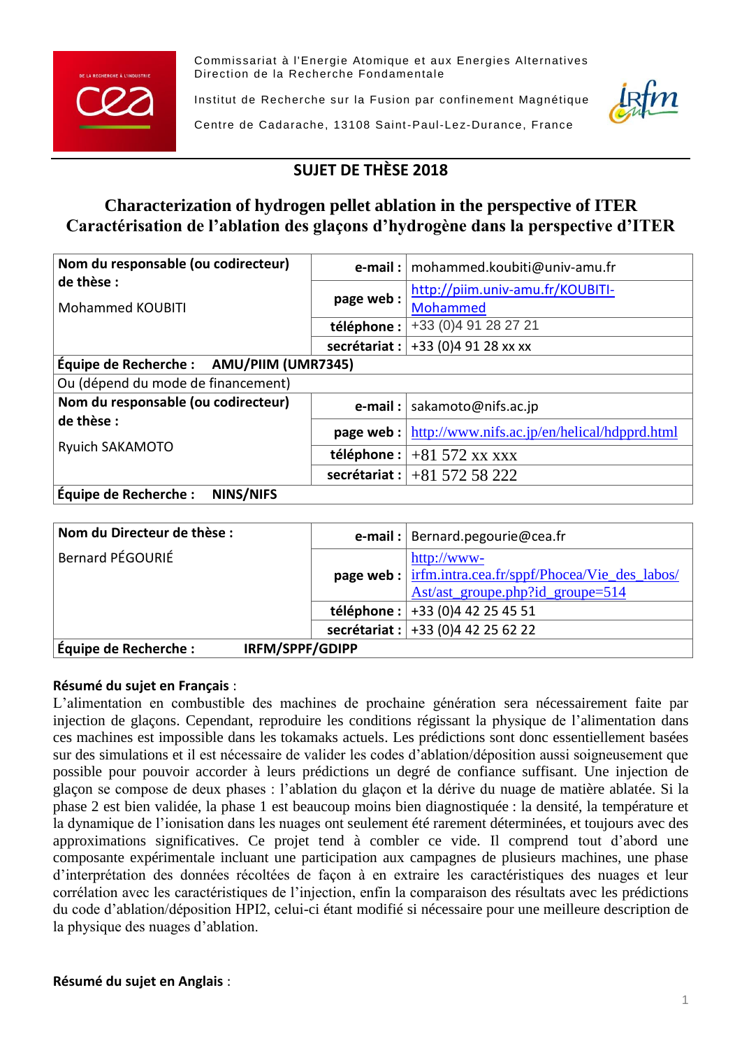Commissariat à l'Energie Atomique et aux Energies Alternatives
Direction de la Recherche Fondamentale

Institut de Recherche sur la Fusion par confinement Magnétique

Centre de Cadarache, 13108 Saint-Paul-Lez-Durance, France

## SUJET DE THÈSE 2018

# Characterization of hydrogen pellet ablation in the perspective of ITER
# Caractérisation de l'ablation des glaçons d'hydrogène dans la perspective d'ITER

| **Nom du responsable (ou codirecteur) de thèse :** Mohammed KOUBITI | **e-mail :** | mohammed.koubiti@univ-amu.fr |
|---|---|---|
| | **page web :** | http://piim.univ-amu.fr/KOUBITI-Mohammed |
| | **téléphone :** | +33 (0)4 91 28 27 21 |
| | **secrétariat :** | +33 (0)4 91 28 xx xx |
| **Équipe de Recherche : AMU/PIIM (UMR7345)** | | |
| Ou (dépend du mode de financement) | | |
| **Nom du responsable (ou codirecteur) de thèse :** Ryuich SAKAMOTO | **e-mail :** | sakamoto@nifs.ac.jp |
| | **page web :** | http://www.nifs.ac.jp/en/helical/hdpprd.html |
| | **téléphone :** | +81 572 xx xxx |
| | **secrétariat :** | +81 572 58 222 |
| **Équipe de Recherche : NINS/NIFS** | | |

| **Nom du Directeur de thèse :** Bernard PÉGOURIÉ | **e-mail :** | Bernard.pegourie@cea.fr |
|---|---|---|
| | **page web :** | http://www-irfm.intra.cea.fr/sppf/Phocea/Vie_des_labos/Ast/ast_groupe.php?id_groupe=514 |
| | **téléphone :** | +33 (0)4 42 25 45 51 |
| | **secrétariat :** | +33 (0)4 42 25 62 22 |
| **Équipe de Recherche : IRFM/SPPF/GDIPP** | | |

**Résumé du sujet en Français** :

L'alimentation en combustible des machines de prochaine génération sera nécessairement faite par injection de glaçons. Cependant, reproduire les conditions régissant la physique de l'alimentation dans ces machines est impossible dans les tokamaks actuels. Les prédictions sont donc essentiellement basées sur des simulations et il est nécessaire de valider les codes d'ablation/déposition aussi soigneusement que possible pour pouvoir accorder à leurs prédictions un degré de confiance suffisant. Une injection de glaçon se compose de deux phases : l'ablation du glaçon et la dérive du nuage de matière ablatée. Si la phase 2 est bien validée, la phase 1 est beaucoup moins bien diagnostiquée : la densité, la température et la dynamique de l'ionisation dans les nuages ont seulement été rarement déterminées, et toujours avec des approximations significatives. Ce projet tend à combler ce vide. Il comprend tout d'abord une composante expérimentale incluant une participation aux campagnes de plusieurs machines, une phase d'interprétation des données récoltées de façon à en extraire les caractéristiques des nuages et leur corrélation avec les caractéristiques de l'injection, enfin la comparaison des résultats avec les prédictions du code d'ablation/déposition HPI2, celui-ci étant modifié si nécessaire pour une meilleure description de la physique des nuages d'ablation.

**Résumé du sujet en Anglais** :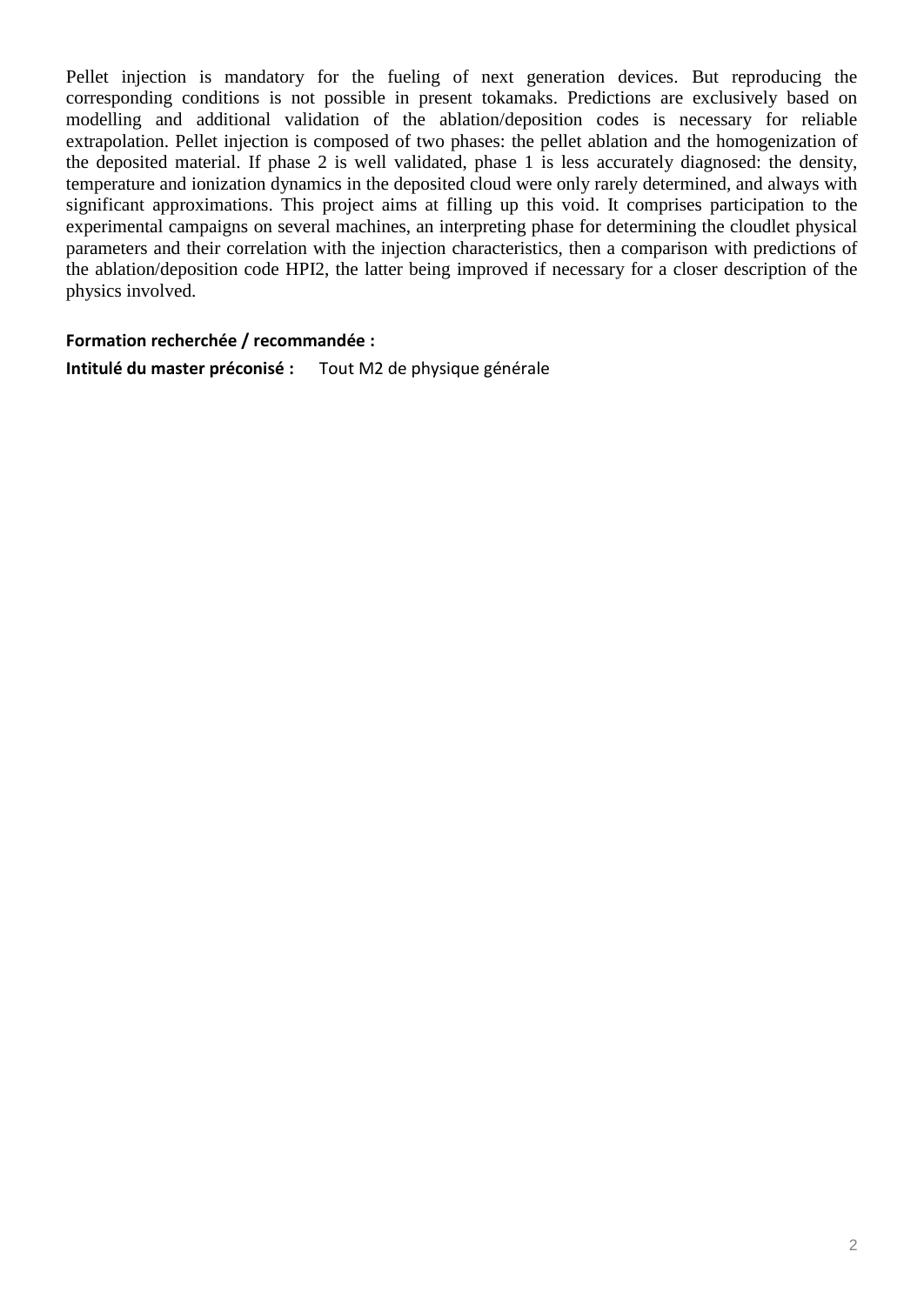Pellet injection is mandatory for the fueling of next generation devices. But reproducing the corresponding conditions is not possible in present tokamaks. Predictions are exclusively based on modelling and additional validation of the ablation/deposition codes is necessary for reliable extrapolation. Pellet injection is composed of two phases: the pellet ablation and the homogenization of the deposited material. If phase 2 is well validated, phase 1 is less accurately diagnosed: the density, temperature and ionization dynamics in the deposited cloud were only rarely determined, and always with significant approximations. This project aims at filling up this void. It comprises participation to the experimental campaigns on several machines, an interpreting phase for determining the cloudlet physical parameters and their correlation with the injection characteristics, then a comparison with predictions of the ablation/deposition code HPI2, the latter being improved if necessary for a closer description of the physics involved.

**Formation recherchée / recommandée :**

**Intitulé du master préconisé :** Tout M2 de physique générale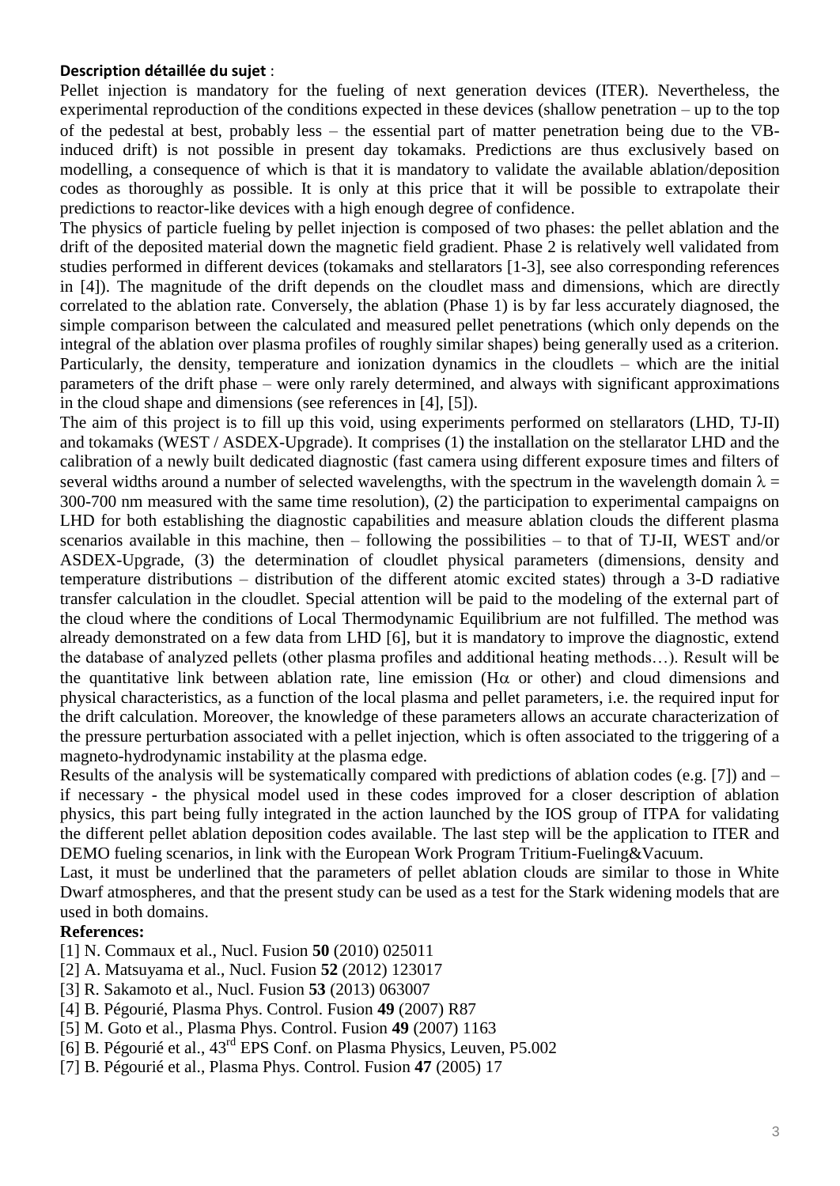**Description détaillée du sujet** :

Pellet injection is mandatory for the fueling of next generation devices (ITER). Nevertheless, the experimental reproduction of the conditions expected in these devices (shallow penetration – up to the top of the pedestal at best, probably less – the essential part of matter penetration being due to the $\nabla$B-induced drift) is not possible in present day tokamaks. Predictions are thus exclusively based on modelling, a consequence of which is that it is mandatory to validate the available ablation/deposition codes as thoroughly as possible. It is only at this price that it will be possible to extrapolate their predictions to reactor-like devices with a high enough degree of confidence.

The physics of particle fueling by pellet injection is composed of two phases: the pellet ablation and the drift of the deposited material down the magnetic field gradient. Phase 2 is relatively well validated from studies performed in different devices (tokamaks and stellarators [1-3], see also corresponding references in [4]). The magnitude of the drift depends on the cloudlet mass and dimensions, which are directly correlated to the ablation rate. Conversely, the ablation (Phase 1) is by far less accurately diagnosed, the simple comparison between the calculated and measured pellet penetrations (which only depends on the integral of the ablation over plasma profiles of roughly similar shapes) being generally used as a criterion. Particularly, the density, temperature and ionization dynamics in the cloudlets – which are the initial parameters of the drift phase – were only rarely determined, and always with significant approximations in the cloud shape and dimensions (see references in [4], [5]).

The aim of this project is to fill up this void, using experiments performed on stellarators (LHD, TJ-II) and tokamaks (WEST / ASDEX-Upgrade). It comprises (1) the installation on the stellarator LHD and the calibration of a newly built dedicated diagnostic (fast camera using different exposure times and filters of several widths around a number of selected wavelengths, with the spectrum in the wavelength domain $\lambda$ = 300-700 nm measured with the same time resolution), (2) the participation to experimental campaigns on LHD for both establishing the diagnostic capabilities and measure ablation clouds the different plasma scenarios available in this machine, then – following the possibilities – to that of TJ-II, WEST and/or ASDEX-Upgrade, (3) the determination of cloudlet physical parameters (dimensions, density and temperature distributions – distribution of the different atomic excited states) through a 3-D radiative transfer calculation in the cloudlet. Special attention will be paid to the modeling of the external part of the cloud where the conditions of Local Thermodynamic Equilibrium are not fulfilled. The method was already demonstrated on a few data from LHD [6], but it is mandatory to improve the diagnostic, extend the database of analyzed pellets (other plasma profiles and additional heating methods…). Result will be the quantitative link between ablation rate, line emission (H$\alpha$ or other) and cloud dimensions and physical characteristics, as a function of the local plasma and pellet parameters, i.e. the required input for the drift calculation. Moreover, the knowledge of these parameters allows an accurate characterization of the pressure perturbation associated with a pellet injection, which is often associated to the triggering of a magneto-hydrodynamic instability at the plasma edge.

Results of the analysis will be systematically compared with predictions of ablation codes (e.g. [7]) and – if necessary - the physical model used in these codes improved for a closer description of ablation physics, this part being fully integrated in the action launched by the IOS group of ITPA for validating the different pellet ablation deposition codes available. The last step will be the application to ITER and DEMO fueling scenarios, in link with the European Work Program Tritium-Fueling&Vacuum.

Last, it must be underlined that the parameters of pellet ablation clouds are similar to those in White Dwarf atmospheres, and that the present study can be used as a test for the Stark widening models that are used in both domains.

**References:**

[1] N. Commaux et al., Nucl. Fusion **50** (2010) 025011

[2] A. Matsuyama et al., Nucl. Fusion **52** (2012) 123017

[3] R. Sakamoto et al., Nucl. Fusion **53** (2013) 063007

[4] B. Pégourié, Plasma Phys. Control. Fusion **49** (2007) R87

[5] M. Goto et al., Plasma Phys. Control. Fusion **49** (2007) 1163

[6] B. Pégourié et al., 43rd EPS Conf. on Plasma Physics, Leuven, P5.002

[7] B. Pégourié et al., Plasma Phys. Control. Fusion **47** (2005) 17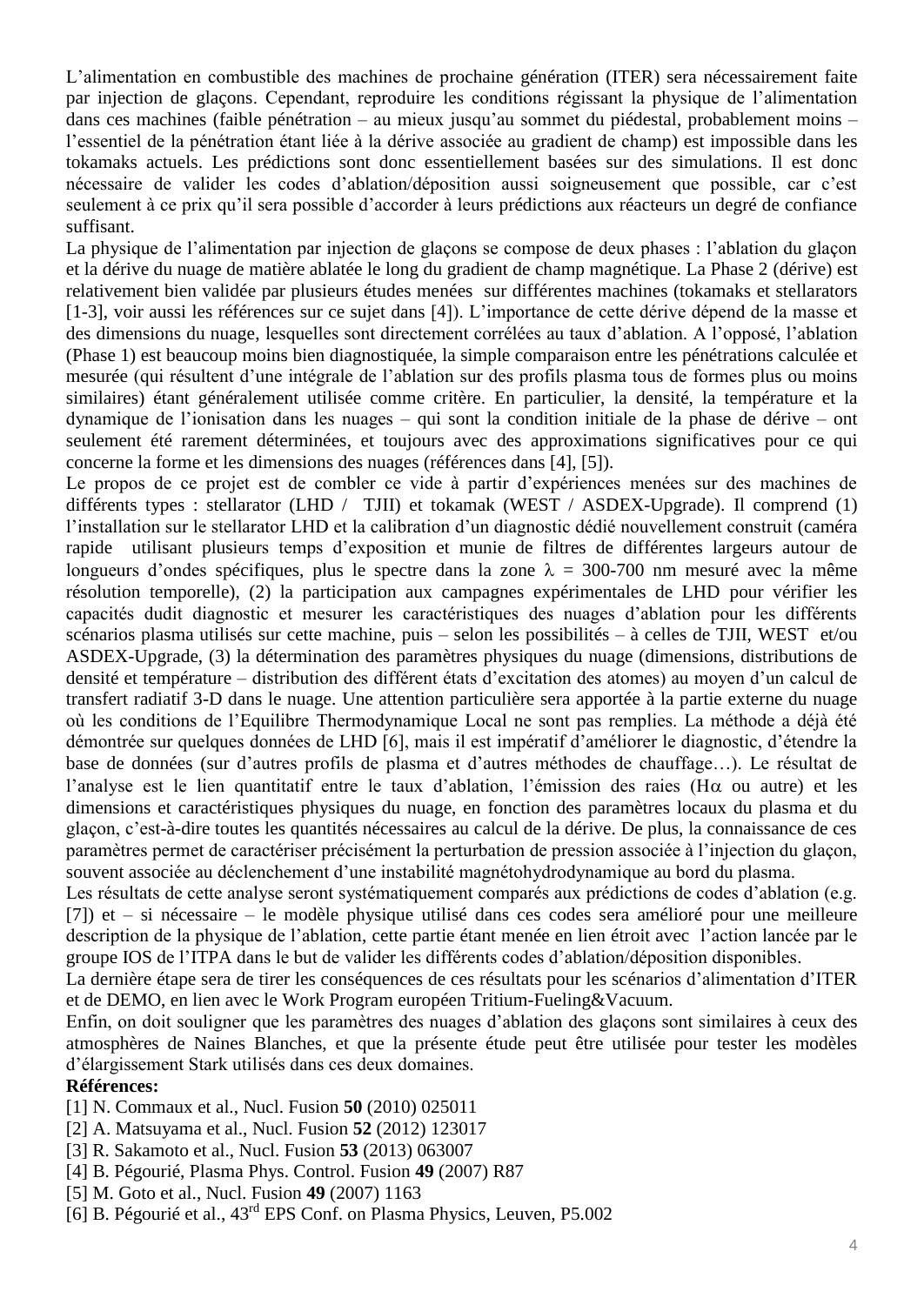L'alimentation en combustible des machines de prochaine génération (ITER) sera nécessairement faite par injection de glaçons. Cependant, reproduire les conditions régissant la physique de l'alimentation dans ces machines (faible pénétration – au mieux jusqu'au sommet du piédestal, probablement moins – l'essentiel de la pénétration étant liée à la dérive associée au gradient de champ) est impossible dans les tokamaks actuels. Les prédictions sont donc essentiellement basées sur des simulations. Il est donc nécessaire de valider les codes d'ablation/déposition aussi soigneusement que possible, car c'est seulement à ce prix qu'il sera possible d'accorder à leurs prédictions aux réacteurs un degré de confiance suffisant.

La physique de l'alimentation par injection de glaçons se compose de deux phases : l'ablation du glaçon et la dérive du nuage de matière ablatée le long du gradient de champ magnétique. La Phase 2 (dérive) est relativement bien validée par plusieurs études menées sur différentes machines (tokamaks et stellarators [1-3], voir aussi les références sur ce sujet dans [4]). L'importance de cette dérive dépend de la masse et des dimensions du nuage, lesquelles sont directement corrélées au taux d'ablation. A l'opposé, l'ablation (Phase 1) est beaucoup moins bien diagnostiquée, la simple comparaison entre les pénétrations calculée et mesurée (qui résultent d'une intégrale de l'ablation sur des profils plasma tous de formes plus ou moins similaires) étant généralement utilisée comme critère. En particulier, la densité, la température et la dynamique de l'ionisation dans les nuages – qui sont la condition initiale de la phase de dérive – ont seulement été rarement déterminées, et toujours avec des approximations significatives pour ce qui concerne la forme et les dimensions des nuages (références dans [4], [5]).

Le propos de ce projet est de combler ce vide à partir d'expériences menées sur des machines de différents types : stellarator (LHD / TJII) et tokamak (WEST / ASDEX-Upgrade). Il comprend (1) l'installation sur le stellarator LHD et la calibration d'un diagnostic dédié nouvellement construit (caméra rapide utilisant plusieurs temps d'exposition et munie de filtres de différentes largeurs autour de longueurs d'ondes spécifiques, plus le spectre dans la zone $\lambda$ = 300-700 nm mesuré avec la même résolution temporelle), (2) la participation aux campagnes expérimentales de LHD pour vérifier les capacités dudit diagnostic et mesurer les caractéristiques des nuages d'ablation pour les différents scénarios plasma utilisés sur cette machine, puis – selon les possibilités – à celles de TJII, WEST et/ou ASDEX-Upgrade, (3) la détermination des paramètres physiques du nuage (dimensions, distributions de densité et température – distribution des différent états d'excitation des atomes) au moyen d'un calcul de transfert radiatif 3-D dans le nuage. Une attention particulière sera apportée à la partie externe du nuage où les conditions de l'Equilibre Thermodynamique Local ne sont pas remplies. La méthode a déjà été démontrée sur quelques données de LHD [6], mais il est impératif d'améliorer le diagnostic, d'étendre la base de données (sur d'autres profils de plasma et d'autres méthodes de chauffage…). Le résultat de l'analyse est le lien quantitatif entre le taux d'ablation, l'émission des raies ($H\alpha$ ou autre) et les dimensions et caractéristiques physiques du nuage, en fonction des paramètres locaux du plasma et du glaçon, c'est-à-dire toutes les quantités nécessaires au calcul de la dérive. De plus, la connaissance de ces paramètres permet de caractériser précisément la perturbation de pression associée à l'injection du glaçon, souvent associée au déclenchement d'une instabilité magnétohydrodynamique au bord du plasma.

Les résultats de cette analyse seront systématiquement comparés aux prédictions de codes d'ablation (e.g. [7]) et – si nécessaire – le modèle physique utilisé dans ces codes sera amélioré pour une meilleure description de la physique de l'ablation, cette partie étant menée en lien étroit avec l'action lancée par le groupe IOS de l'ITPA dans le but de valider les différents codes d'ablation/déposition disponibles.

La dernière étape sera de tirer les conséquences de ces résultats pour les scénarios d'alimentation d'ITER et de DEMO, en lien avec le Work Program européen Tritium-Fueling&Vacuum.

Enfin, on doit souligner que les paramètres des nuages d'ablation des glaçons sont similaires à ceux des atmosphères de Naines Blanches, et que la présente étude peut être utilisée pour tester les modèles d'élargissement Stark utilisés dans ces deux domaines.

**Références:**

[1] N. Commaux et al., Nucl. Fusion **50** (2010) 025011

[2] A. Matsuyama et al., Nucl. Fusion **52** (2012) 123017

[3] R. Sakamoto et al., Nucl. Fusion **53** (2013) 063007

[4] B. Pégourié, Plasma Phys. Control. Fusion **49** (2007) R87

[5] M. Goto et al., Nucl. Fusion **49** (2007) 1163

[6] B. Pégourié et al., 43rd EPS Conf. on Plasma Physics, Leuven, P5.002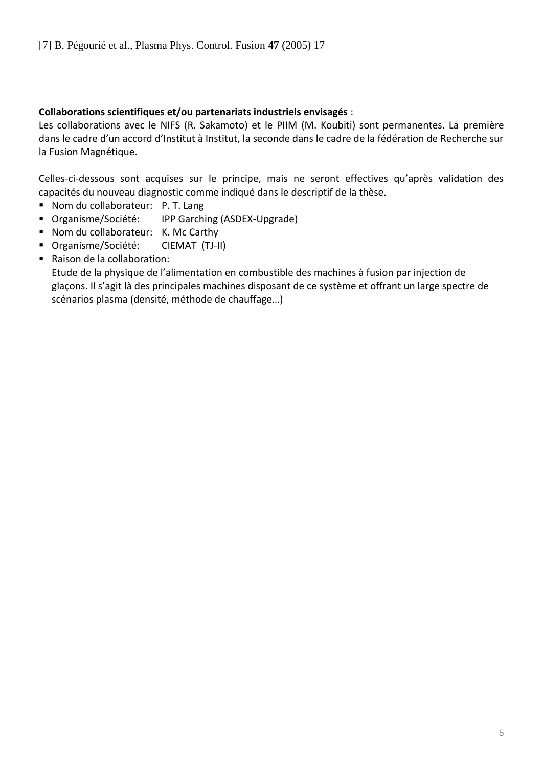[7] B. Pégourié et al., Plasma Phys. Control. Fusion **47** (2005) 17

**Collaborations scientifiques et/ou partenariats industriels envisagés** :
Les collaborations avec le NIFS (R. Sakamoto) et le PIIM (M. Koubiti) sont permanentes. La première dans le cadre d'un accord d'Institut à Institut, la seconde dans le cadre de la fédération de Recherche sur la Fusion Magnétique.

Celles-ci-dessous sont acquises sur le principe, mais ne seront effectives qu'après validation des capacités du nouveau diagnostic comme indiqué dans le descriptif de la thèse.

- Nom du collaborateur: P. T. Lang
- Organisme/Société: IPP Garching (ASDEX-Upgrade)
- Nom du collaborateur: K. Mc Carthy
- Organisme/Société: CIEMAT (TJ-II)
- Raison de la collaboration:
  Etude de la physique de l'alimentation en combustible des machines à fusion par injection de glaçons. Il s'agit là des principales machines disposant de ce système et offrant un large spectre de scénarios plasma (densité, méthode de chauffage…)